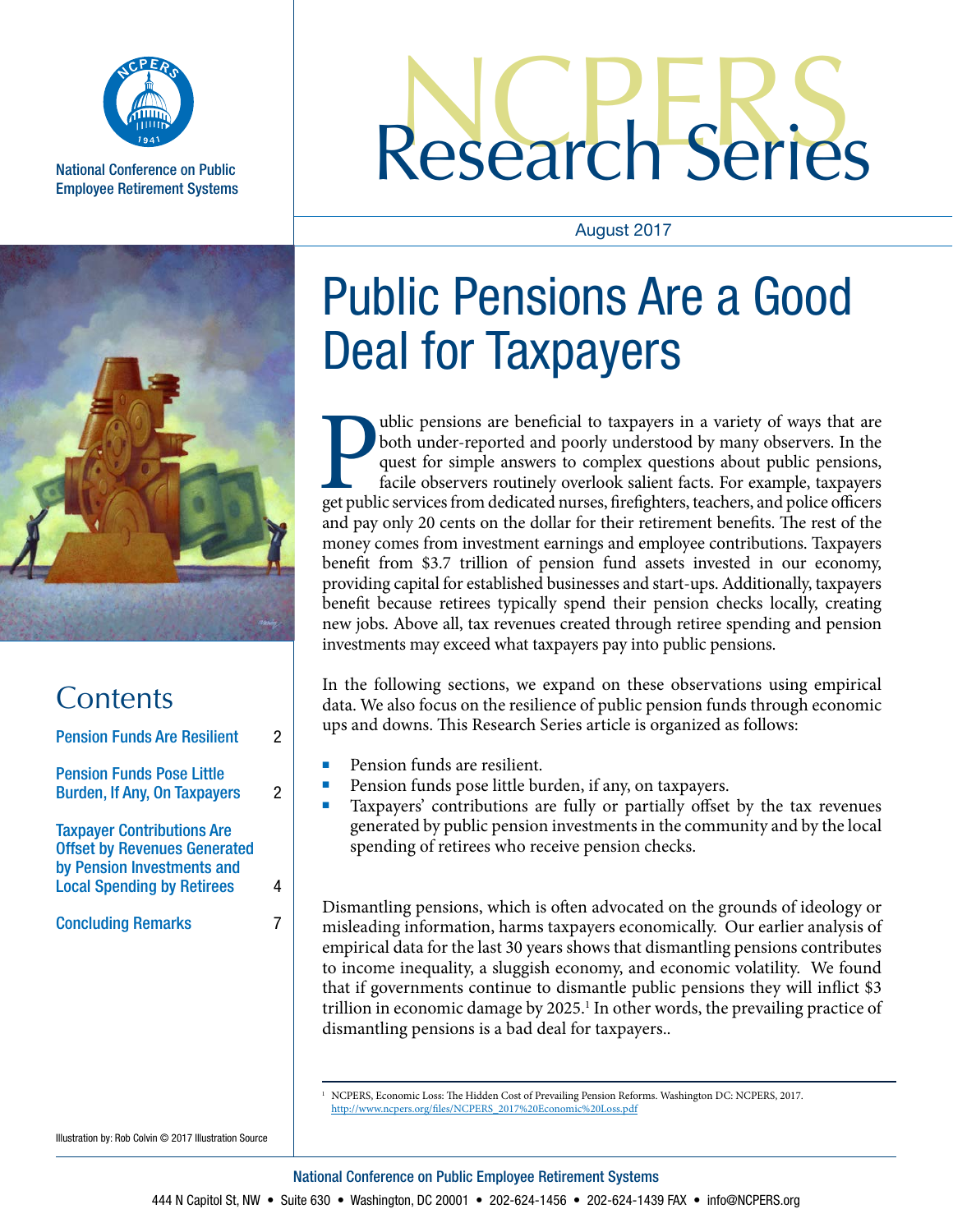National Conference on Public Employee Retirement Systems

# NCPERS Research Series

August 2017

# Public Pensions Are a Good Deal for Taxpayers

Public pensions are beneficial to taxpayers in a variety of ways that are both under-reported and poorly understood by many observers. In the quest for simple answers to complex questions about public pensions, facile observers routinely overlook salient facts. For example, taxpayers get public services from dedicated nurses, firefighters, teachers, and police officers and pay only 20 cents on the dollar for their retirement benefits. The rest of the money comes from investment earnings and employee contributions. Taxpayers benefit from $3.7 trillion of pension fund assets invested in our economy, providing capital for established businesses and start-ups. Additionally, taxpayers benefit because retirees typically spend their pension checks locally, creating new jobs. Above all, tax revenues created through retiree spending and pension investments may exceed what taxpayers pay into public pensions.

In the following sections, we expand on these observations using empirical data. We also focus on the resilience of public pension funds through economic ups and downs. This Research Series article is organized as follows:

- Pension funds are resilient.
- Pension funds pose little burden, if any, on taxpayers.
- Taxpayers' contributions are fully or partially offset by the tax revenues generated by public pension investments in the community and by the local spending of retirees who receive pension checks.

Dismantling pensions, which is often advocated on the grounds of ideology or misleading information, harms taxpayers economically. Our earlier analysis of empirical data for the last 30 years shows that dismantling pensions contributes to income inequality, a sluggish economy, and economic volatility. We found that if governments continue to dismantle public pensions they will inflict $3 trillion in economic damage by 2025.[1] In other words, the prevailing practice of dismantling pensions is a bad deal for taxpayers..

## Contents

| | |
|---|---|
| Pension Funds Are Resilient | 2 |
| Pension Funds Pose Little Burden, If Any, On Taxpayers | 2 |
| Taxpayer Contributions Are Offset by Revenues Generated by Pension Investments and Local Spending by Retirees | 4 |
| Concluding Remarks | 7 |

Illustration by: Rob Colvin © 2017 Illustration Source

[1] NCPERS, Economic Loss: The Hidden Cost of Prevailing Pension Reforms. Washington DC: NCPERS, 2017. http://www.ncpers.org/files/NCPERS_2017%20Economic%20Loss.pdf

National Conference on Public Employee Retirement Systems

444 N Capitol St, NW • Suite 630 • Washington, DC 20001 • 202-624-1456 • 202-624-1439 FAX • info@NCPERS.org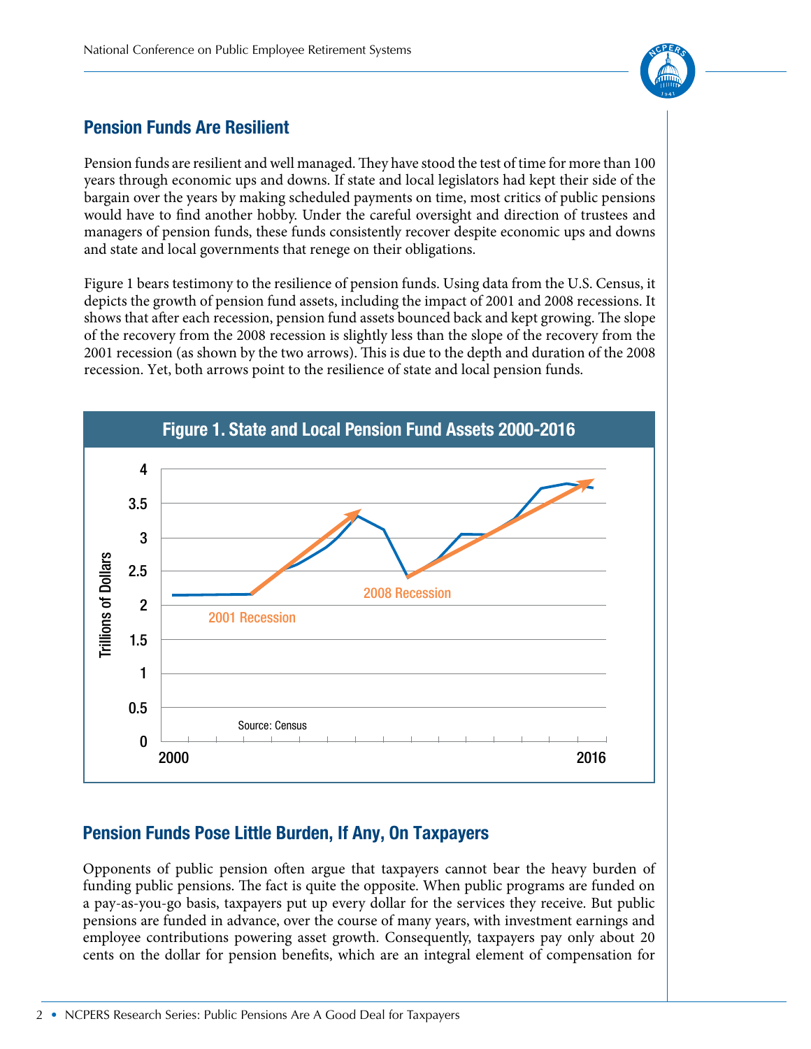## Pension Funds Are Resilient

Pension funds are resilient and well managed. They have stood the test of time for more than 100 years through economic ups and downs. If state and local legislators had kept their side of the bargain over the years by making scheduled payments on time, most critics of public pensions would have to find another hobby. Under the careful oversight and direction of trustees and managers of pension funds, these funds consistently recover despite economic ups and downs and state and local governments that renege on their obligations.

Figure 1 bears testimony to the resilience of pension funds. Using data from the U.S. Census, it depicts the growth of pension fund assets, including the impact of 2001 and 2008 recessions. It shows that after each recession, pension fund assets bounced back and kept growing. The slope of the recovery from the 2008 recession is slightly less than the slope of the recovery from the 2001 recession (as shown by the two arrows). This is due to the depth and duration of the 2008 recession. Yet, both arrows point to the resilience of state and local pension funds.

**Figure 1. State and Local Pension Fund Assets 2000-2016**

Source: Census

## Pension Funds Pose Little Burden, If Any, On Taxpayers

Opponents of public pension often argue that taxpayers cannot bear the heavy burden of funding public pensions. The fact is quite the opposite. When public programs are funded on a pay-as-you-go basis, taxpayers put up every dollar for the services they receive. But public pensions are funded in advance, over the course of many years, with investment earnings and employee contributions powering asset growth. Consequently, taxpayers pay only about 20 cents on the dollar for pension benefits, which are an integral element of compensation for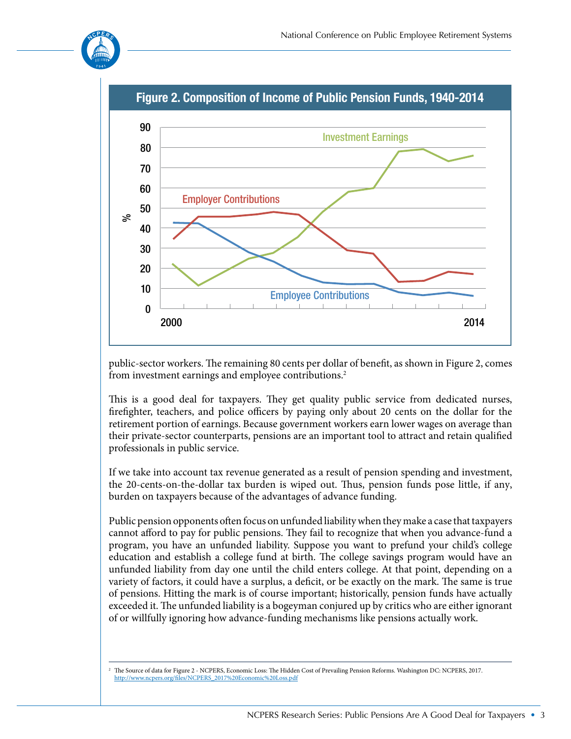**Figure 2. Composition of Income of Public Pension Funds, 1940-2014**

public-sector workers. The remaining 80 cents per dollar of benefit, as shown in Figure 2, comes from investment earnings and employee contributions.[2]

This is a good deal for taxpayers. They get quality public service from dedicated nurses, firefighter, teachers, and police officers by paying only about 20 cents on the dollar for the retirement portion of earnings. Because government workers earn lower wages on average than their private-sector counterparts, pensions are an important tool to attract and retain qualified professionals in public service.

If we take into account tax revenue generated as a result of pension spending and investment, the 20-cents-on-the-dollar tax burden is wiped out. Thus, pension funds pose little, if any, burden on taxpayers because of the advantages of advance funding.

Public pension opponents often focus on unfunded liability when they make a case that taxpayers cannot afford to pay for public pensions. They fail to recognize that when you advance-fund a program, you have an unfunded liability. Suppose you want to prefund your child's college education and establish a college fund at birth. The college savings program would have an unfunded liability from day one until the child enters college. At that point, depending on a variety of factors, it could have a surplus, a deficit, or be exactly on the mark. The same is true of pensions. Hitting the mark is of course important; historically, pension funds have actually exceeded it. The unfunded liability is a bogeyman conjured up by critics who are either ignorant of or willfully ignoring how advance-funding mechanisms like pensions actually work.

---

[2] The Source of data for Figure 2 - NCPERS, Economic Loss: The Hidden Cost of Prevailing Pension Reforms. Washington DC: NCPERS, 2017. http://www.ncpers.org/files/NCPERS_2017%20Economic%20Loss.pdf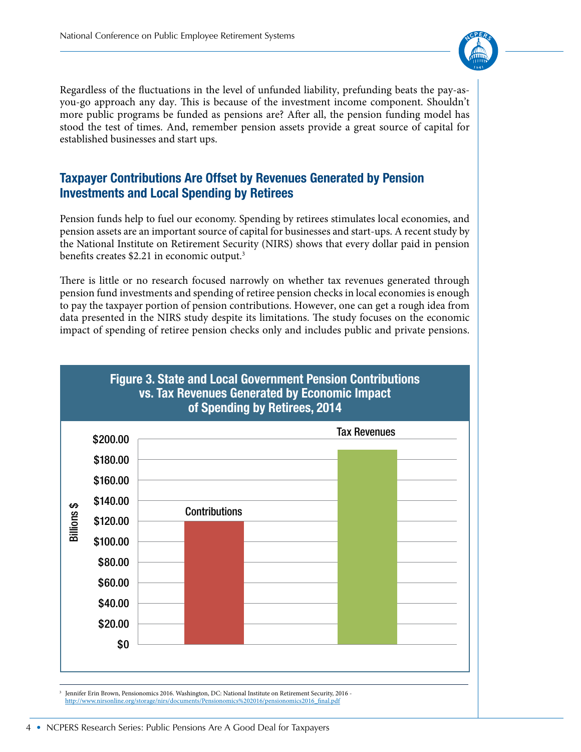Regardless of the fluctuations in the level of unfunded liability, prefunding beats the pay-as-you-go approach any day. This is because of the investment income component. Shouldn't more public programs be funded as pensions are? After all, the pension funding model has stood the test of times. And, remember pension assets provide a great source of capital for established businesses and start ups.

## Taxpayer Contributions Are Offset by Revenues Generated by Pension Investments and Local Spending by Retirees

Pension funds help to fuel our economy. Spending by retirees stimulates local economies, and pension assets are an important source of capital for businesses and start-ups. A recent study by the National Institute on Retirement Security (NIRS) shows that every dollar paid in pension benefits creates $2.21 in economic output.[3]

There is little or no research focused narrowly on whether tax revenues generated through pension fund investments and spending of retiree pension checks in local economies is enough to pay the taxpayer portion of pension contributions. However, one can get a rough idea from data presented in the NIRS study despite its limitations. The study focuses on the economic impact of spending of retiree pension checks only and includes public and private pensions.

**Figure 3. State and Local Government Pension Contributions vs. Tax Revenues Generated by Economic Impact of Spending by Retirees, 2014**

| | Billions $ |
|---|---|
| Contributions | ~$120.00 |
| Tax Revenues | ~$190.00 |

[3] Jennifer Erin Brown, Pensionomics 2016. Washington, DC: National Institute on Retirement Security, 2016 - http://www.nirsonline.org/storage/nirs/documents/Pensionomics%202016/pensionomics2016_final.pdf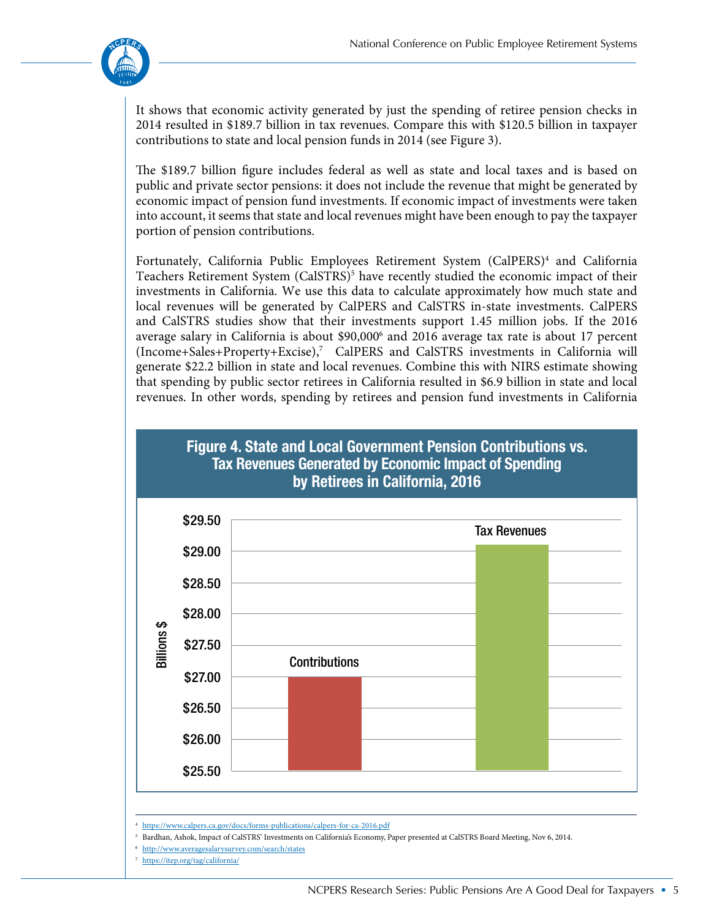It shows that economic activity generated by just the spending of retiree pension checks in 2014 resulted in $189.7 billion in tax revenues. Compare this with $120.5 billion in taxpayer contributions to state and local pension funds in 2014 (see Figure 3).

The $189.7 billion figure includes federal as well as state and local taxes and is based on public and private sector pensions: it does not include the revenue that might be generated by economic impact of pension fund investments. If economic impact of investments were taken into account, it seems that state and local revenues might have been enough to pay the taxpayer portion of pension contributions.

Fortunately, California Public Employees Retirement System (CalPERS)[4] and California Teachers Retirement System (CalSTRS)[5] have recently studied the economic impact of their investments in California. We use this data to calculate approximately how much state and local revenues will be generated by CalPERS and CalSTRS in-state investments. CalPERS and CalSTRS studies show that their investments support 1.45 million jobs. If the 2016 average salary in California is about $90,000[6] and 2016 average tax rate is about 17 percent (Income+Sales+Property+Excise),[7] CalPERS and CalSTRS investments in California will generate $22.2 billion in state and local revenues. Combine this with NIRS estimate showing that spending by public sector retirees in California resulted in $6.9 billion in state and local revenues. In other words, spending by retirees and pension fund investments in California

**Figure 4. State and Local Government Pension Contributions vs. Tax Revenues Generated by Economic Impact of Spending by Retirees in California, 2016**

| | Billions $ |
|---|---|
| Contributions | $27.00 |
| Tax Revenues | $29.10 |

---

[4] https://www.calpers.ca.gov/docs/forms-publications/calpers-for-ca-2016.pdf

[5] Bardhan, Ashok, Impact of CalSTRS' Investments on California's Economy, Paper presented at CalSTRS Board Meeting, Nov 6, 2014.

[6] http://www.averagesalarysurvey.com/search/states

[7] https://itep.org/tag/california/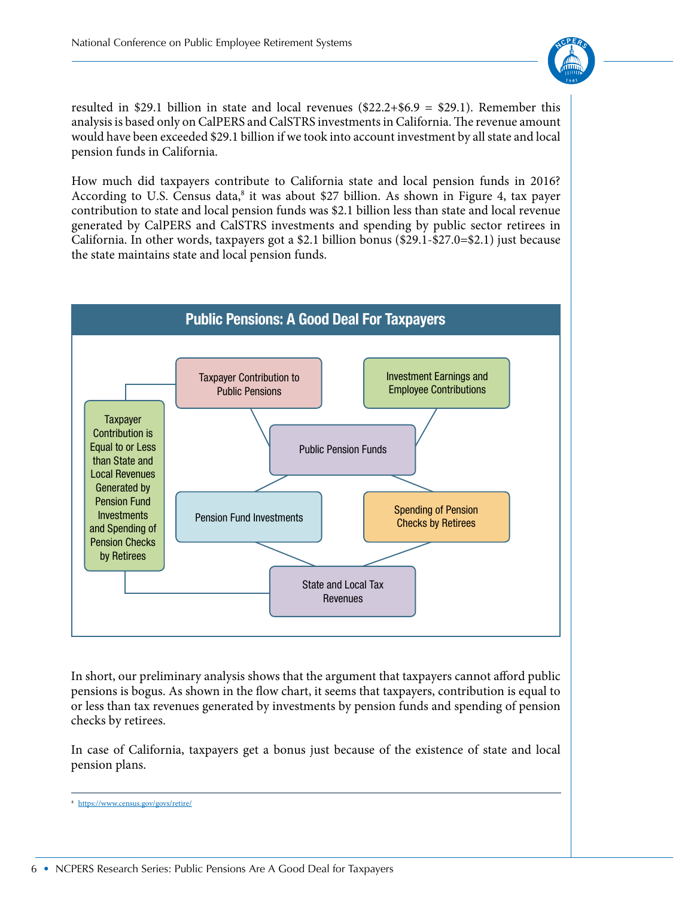resulted in $29.1 billion in state and local revenues ($22.2+$6.9 = $29.1). Remember this analysis is based only on CalPERS and CalSTRS investments in California. The revenue amount would have been exceeded $29.1 billion if we took into account investment by all state and local pension funds in California.

How much did taxpayers contribute to California state and local pension funds in 2016? According to U.S. Census data,[8] it was about $27 billion. As shown in Figure 4, tax payer contribution to state and local pension funds was $2.1 billion less than state and local revenue generated by CalPERS and CalSTRS investments and spending by public sector retirees in California. In other words, taxpayers got a $2.1 billion bonus ($29.1-$27.0=$2.1) just because the state maintains state and local pension funds.

**Public Pensions: A Good Deal For Taxpayers**

- Taxpayer Contribution to Public Pensions
- Investment Earnings and Employee Contributions
- Public Pension Funds
- Pension Fund Investments
- Spending of Pension Checks by Retirees
- State and Local Tax Revenues
- Taxpayer Contribution is Equal to or Less than State and Local Revenues Generated by Pension Fund Investments and Spending of Pension Checks by Retirees

In short, our preliminary analysis shows that the argument that taxpayers cannot afford public pensions is bogus. As shown in the flow chart, it seems that taxpayers, contribution is equal to or less than tax revenues generated by investments by pension funds and spending of pension checks by retirees.

In case of California, taxpayers get a bonus just because of the existence of state and local pension plans.

---

[8] https://www.census.gov/govs/retire/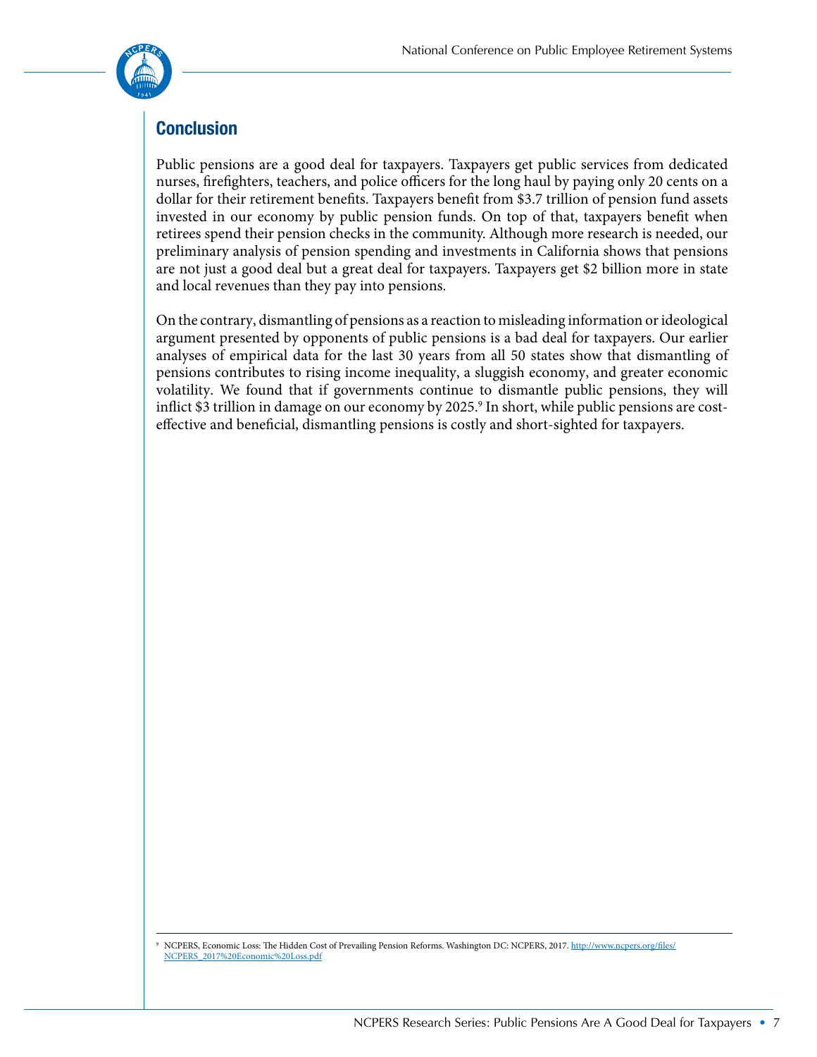## Conclusion

Public pensions are a good deal for taxpayers. Taxpayers get public services from dedicated nurses, firefighters, teachers, and police officers for the long haul by paying only 20 cents on a dollar for their retirement benefits. Taxpayers benefit from $3.7 trillion of pension fund assets invested in our economy by public pension funds. On top of that, taxpayers benefit when retirees spend their pension checks in the community. Although more research is needed, our preliminary analysis of pension spending and investments in California shows that pensions are not just a good deal but a great deal for taxpayers. Taxpayers get $2 billion more in state and local revenues than they pay into pensions.

On the contrary, dismantling of pensions as a reaction to misleading information or ideological argument presented by opponents of public pensions is a bad deal for taxpayers. Our earlier analyses of empirical data for the last 30 years from all 50 states show that dismantling of pensions contributes to rising income inequality, a sluggish economy, and greater economic volatility. We found that if governments continue to dismantle public pensions, they will inflict $3 trillion in damage on our economy by 2025.[9] In short, while public pensions are cost-effective and beneficial, dismantling pensions is costly and short-sighted for taxpayers.

---

[9] NCPERS, Economic Loss: The Hidden Cost of Prevailing Pension Reforms. Washington DC: NCPERS, 2017. http://www.ncpers.org/files/NCPERS_2017%20Economic%20Loss.pdf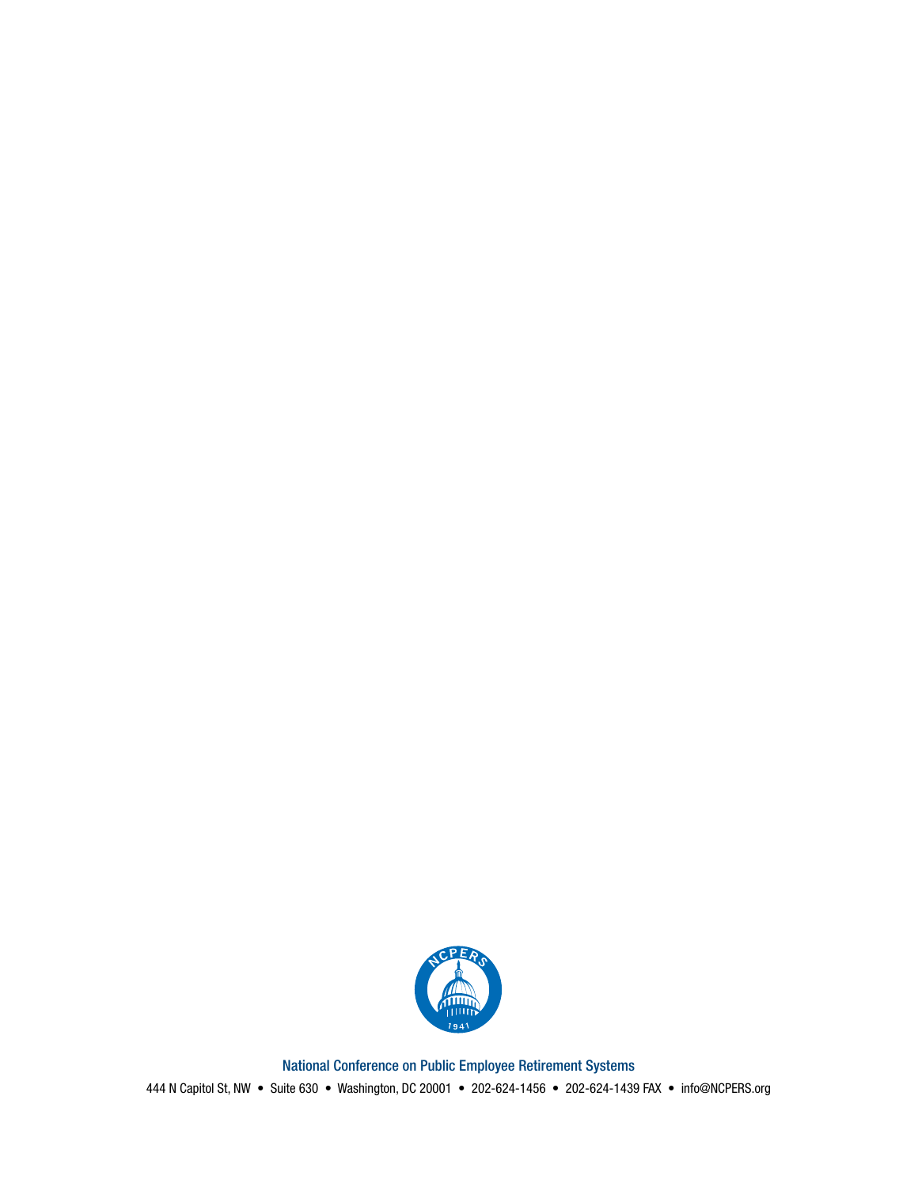National Conference on Public Employee Retirement Systems

444 N Capitol St, NW • Suite 630 • Washington, DC 20001 • 202-624-1456 • 202-624-1439 FAX • info@NCPERS.org